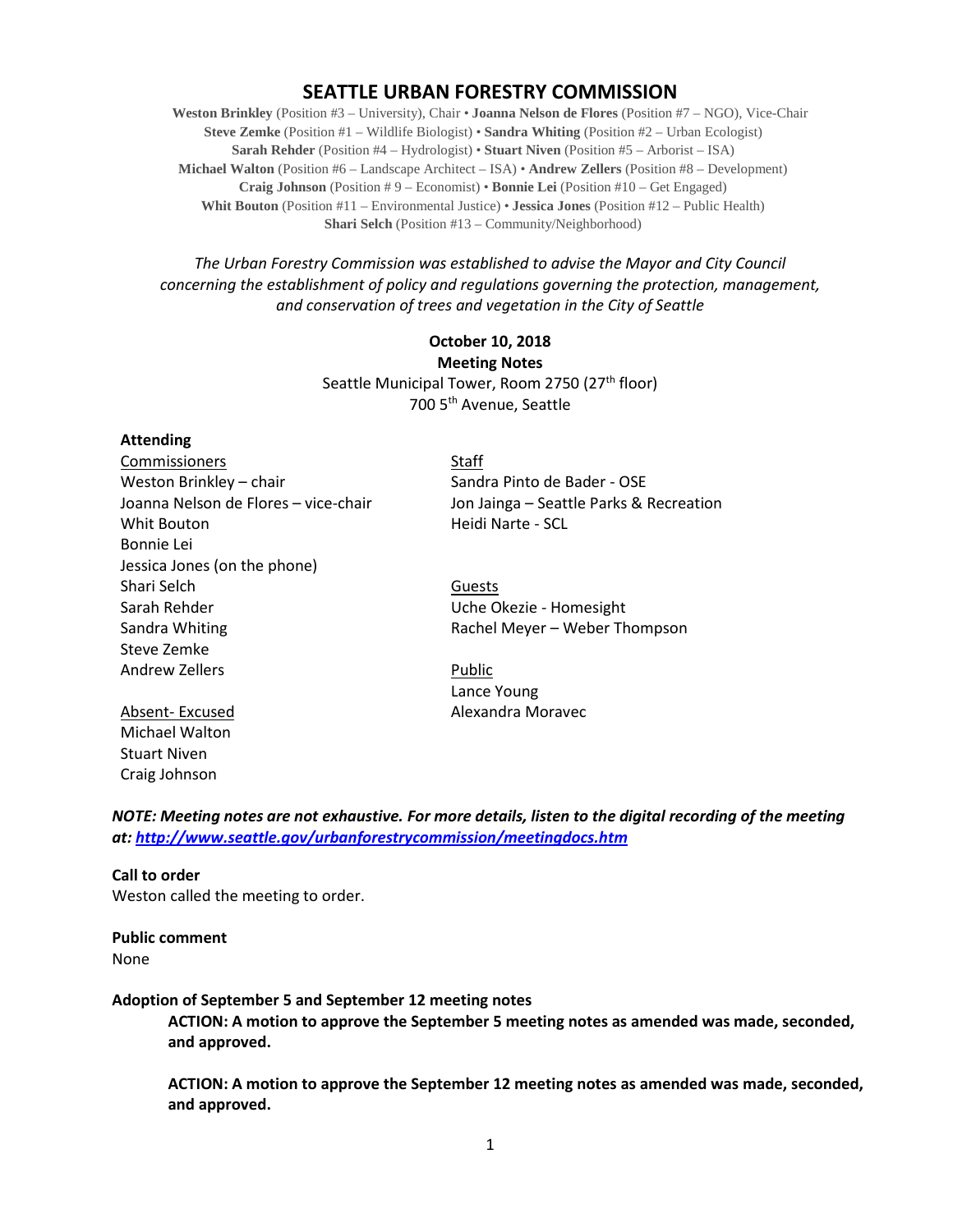# SEATTLE URBAN FORESTRY COMMISSION

**Weston Brinkley** (Position #3 – University), Chair • **Joanna Nelson de Flores** (Position #7 – NGO), Vice-Chair
**Steve Zemke** (Position #1 – Wildlife Biologist) • **Sandra Whiting** (Position #2 – Urban Ecologist)
**Sarah Rehder** (Position #4 – Hydrologist) • **Stuart Niven** (Position #5 – Arborist – ISA)
**Michael Walton** (Position #6 – Landscape Architect – ISA) • **Andrew Zellers** (Position #8 – Development)
**Craig Johnson** (Position # 9 – Economist) • **Bonnie Lei** (Position #10 – Get Engaged)
**Whit Bouton** (Position #11 – Environmental Justice) • **Jessica Jones** (Position #12 – Public Health)
**Shari Selch** (Position #13 – Community/Neighborhood)

*The Urban Forestry Commission was established to advise the Mayor and City Council concerning the establishment of policy and regulations governing the protection, management, and conservation of trees and vegetation in the City of Seattle*

**October 10, 2018**
**Meeting Notes**
Seattle Municipal Tower, Room 2750 (27th floor)
700 5th Avenue, Seattle

**Attending**

Commissioners
Weston Brinkley – chair
Joanna Nelson de Flores – vice-chair
Whit Bouton
Bonnie Lei
Jessica Jones (on the phone)
Shari Selch
Sarah Rehder
Sandra Whiting
Steve Zemke
Andrew Zellers

Absent- Excused
Michael Walton
Stuart Niven
Craig Johnson

Staff
Sandra Pinto de Bader - OSE
Jon Jainga – Seattle Parks & Recreation
Heidi Narte - SCL

Guests
Uche Okezie - Homesight
Rachel Meyer – Weber Thompson

Public
Lance Young
Alexandra Moravec

***NOTE: Meeting notes are not exhaustive. For more details, listen to the digital recording of the meeting at: http://www.seattle.gov/urbanforestrycommission/meetingdocs.htm***

**Call to order**
Weston called the meeting to order.

**Public comment**
None

**Adoption of September 5 and September 12 meeting notes**

**ACTION: A motion to approve the September 5 meeting notes as amended was made, seconded, and approved.**

**ACTION: A motion to approve the September 12 meeting notes as amended was made, seconded, and approved.**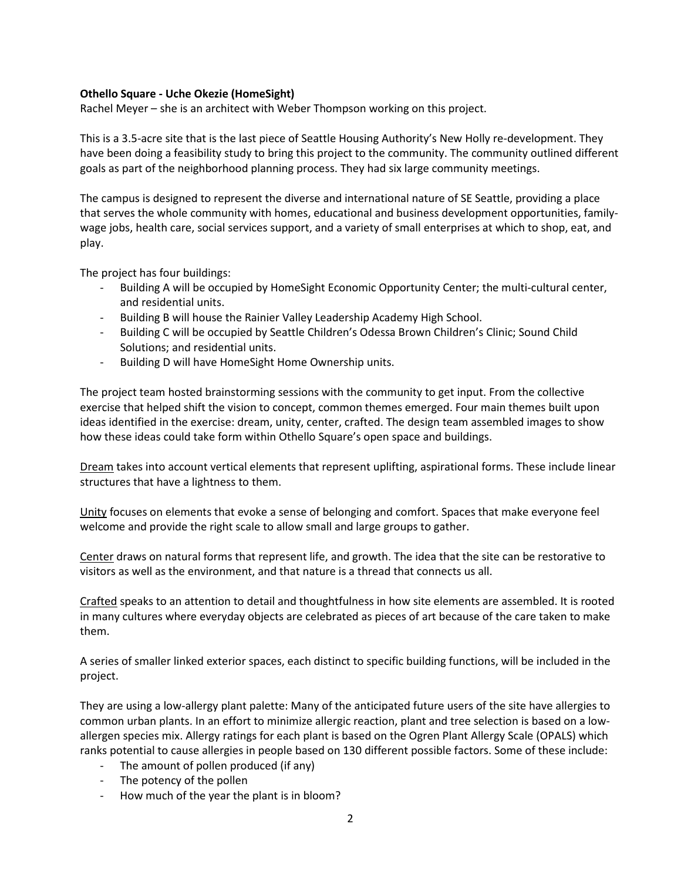**Othello Square - Uche Okezie (HomeSight)**

Rachel Meyer – she is an architect with Weber Thompson working on this project.

This is a 3.5-acre site that is the last piece of Seattle Housing Authority's New Holly re-development. They have been doing a feasibility study to bring this project to the community. The community outlined different goals as part of the neighborhood planning process. They had six large community meetings.

The campus is designed to represent the diverse and international nature of SE Seattle, providing a place that serves the whole community with homes, educational and business development opportunities, family-wage jobs, health care, social services support, and a variety of small enterprises at which to shop, eat, and play.

The project has four buildings:

- Building A will be occupied by HomeSight Economic Opportunity Center; the multi-cultural center, and residential units.
- Building B will house the Rainier Valley Leadership Academy High School.
- Building C will be occupied by Seattle Children's Odessa Brown Children's Clinic; Sound Child Solutions; and residential units.
- Building D will have HomeSight Home Ownership units.

The project team hosted brainstorming sessions with the community to get input. From the collective exercise that helped shift the vision to concept, common themes emerged. Four main themes built upon ideas identified in the exercise: dream, unity, center, crafted. The design team assembled images to show how these ideas could take form within Othello Square's open space and buildings.

<u>Dream</u> takes into account vertical elements that represent uplifting, aspirational forms. These include linear structures that have a lightness to them.

<u>Unity</u> focuses on elements that evoke a sense of belonging and comfort. Spaces that make everyone feel welcome and provide the right scale to allow small and large groups to gather.

<u>Center</u> draws on natural forms that represent life, and growth. The idea that the site can be restorative to visitors as well as the environment, and that nature is a thread that connects us all.

<u>Crafted</u> speaks to an attention to detail and thoughtfulness in how site elements are assembled. It is rooted in many cultures where everyday objects are celebrated as pieces of art because of the care taken to make them.

A series of smaller linked exterior spaces, each distinct to specific building functions, will be included in the project.

They are using a low-allergy plant palette: Many of the anticipated future users of the site have allergies to common urban plants. In an effort to minimize allergic reaction, plant and tree selection is based on a low-allergen species mix. Allergy ratings for each plant is based on the Ogren Plant Allergy Scale (OPALS) which ranks potential to cause allergies in people based on 130 different possible factors. Some of these include:

- The amount of pollen produced (if any)
- The potency of the pollen
- How much of the year the plant is in bloom?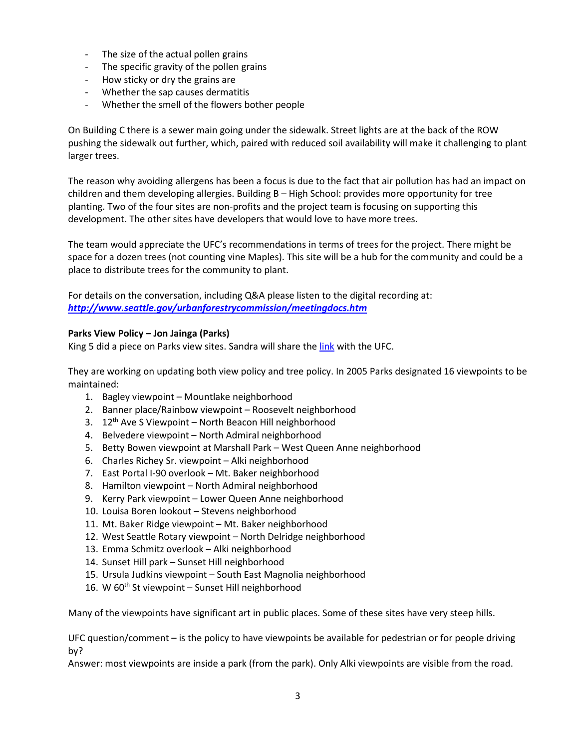- The size of the actual pollen grains
- The specific gravity of the pollen grains
- How sticky or dry the grains are
- Whether the sap causes dermatitis
- Whether the smell of the flowers bother people

On Building C there is a sewer main going under the sidewalk. Street lights are at the back of the ROW pushing the sidewalk out further, which, paired with reduced soil availability will make it challenging to plant larger trees.

The reason why avoiding allergens has been a focus is due to the fact that air pollution has had an impact on children and them developing allergies. Building B – High School: provides more opportunity for tree planting. Two of the four sites are non-profits and the project team is focusing on supporting this development. The other sites have developers that would love to have more trees.

The team would appreciate the UFC's recommendations in terms of trees for the project. There might be space for a dozen trees (not counting vine Maples). This site will be a hub for the community and could be a place to distribute trees for the community to plant.

For details on the conversation, including Q&A please listen to the digital recording at: ***http://www.seattle.gov/urbanforestrycommission/meetingdocs.htm***

**Parks View Policy – Jon Jainga (Parks)**
King 5 did a piece on Parks view sites. Sandra will share the link with the UFC.

They are working on updating both view policy and tree policy. In 2005 Parks designated 16 viewpoints to be maintained:

1. Bagley viewpoint – Mountlake neighborhood
2. Banner place/Rainbow viewpoint – Roosevelt neighborhood
3. 12th Ave S Viewpoint – North Beacon Hill neighborhood
4. Belvedere viewpoint – North Admiral neighborhood
5. Betty Bowen viewpoint at Marshall Park – West Queen Anne neighborhood
6. Charles Richey Sr. viewpoint – Alki neighborhood
7. East Portal I-90 overlook – Mt. Baker neighborhood
8. Hamilton viewpoint – North Admiral neighborhood
9. Kerry Park viewpoint – Lower Queen Anne neighborhood
10. Louisa Boren lookout – Stevens neighborhood
11. Mt. Baker Ridge viewpoint – Mt. Baker neighborhood
12. West Seattle Rotary viewpoint – North Delridge neighborhood
13. Emma Schmitz overlook – Alki neighborhood
14. Sunset Hill park – Sunset Hill neighborhood
15. Ursula Judkins viewpoint – South East Magnolia neighborhood
16. W 60th St viewpoint – Sunset Hill neighborhood

Many of the viewpoints have significant art in public places. Some of these sites have very steep hills.

UFC question/comment – is the policy to have viewpoints be available for pedestrian or for people driving by?
Answer: most viewpoints are inside a park (from the park). Only Alki viewpoints are visible from the road.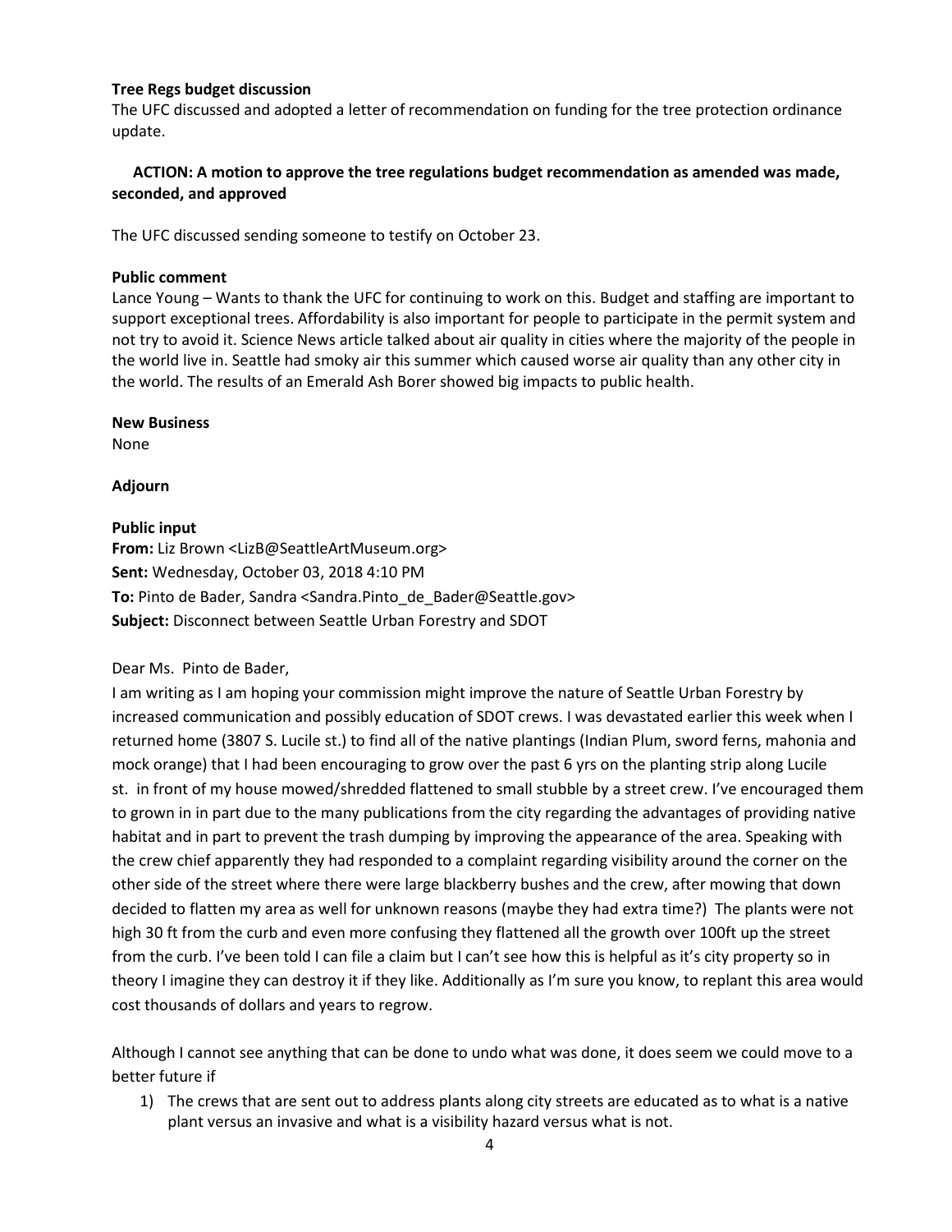**Tree Regs budget discussion**

The UFC discussed and adopted a letter of recommendation on funding for the tree protection ordinance update.

**ACTION: A motion to approve the tree regulations budget recommendation as amended was made, seconded, and approved**

The UFC discussed sending someone to testify on October 23.

**Public comment**

Lance Young – Wants to thank the UFC for continuing to work on this. Budget and staffing are important to support exceptional trees. Affordability is also important for people to participate in the permit system and not try to avoid it. Science News article talked about air quality in cities where the majority of the people in the world live in. Seattle had smoky air this summer which caused worse air quality than any other city in the world. The results of an Emerald Ash Borer showed big impacts to public health.

**New Business**

None

**Adjourn**

**Public input**

**From:** Liz Brown <LizB@SeattleArtMuseum.org>
**Sent:** Wednesday, October 03, 2018 4:10 PM
**To:** Pinto de Bader, Sandra <Sandra.Pinto_de_Bader@Seattle.gov>
**Subject:** Disconnect between Seattle Urban Forestry and SDOT

Dear Ms. Pinto de Bader,

I am writing as I am hoping your commission might improve the nature of Seattle Urban Forestry by increased communication and possibly education of SDOT crews. I was devastated earlier this week when I returned home (3807 S. Lucile st.) to find all of the native plantings (Indian Plum, sword ferns, mahonia and mock orange) that I had been encouraging to grow over the past 6 yrs on the planting strip along Lucile st. in front of my house mowed/shredded flattened to small stubble by a street crew. I've encouraged them to grown in in part due to the many publications from the city regarding the advantages of providing native habitat and in part to prevent the trash dumping by improving the appearance of the area. Speaking with the crew chief apparently they had responded to a complaint regarding visibility around the corner on the other side of the street where there were large blackberry bushes and the crew, after mowing that down decided to flatten my area as well for unknown reasons (maybe they had extra time?) The plants were not high 30 ft from the curb and even more confusing they flattened all the growth over 100ft up the street from the curb. I've been told I can file a claim but I can't see how this is helpful as it's city property so in theory I imagine they can destroy it if they like. Additionally as I'm sure you know, to replant this area would cost thousands of dollars and years to regrow.

Although I cannot see anything that can be done to undo what was done, it does seem we could move to a better future if

1) The crews that are sent out to address plants along city streets are educated as to what is a native plant versus an invasive and what is a visibility hazard versus what is not.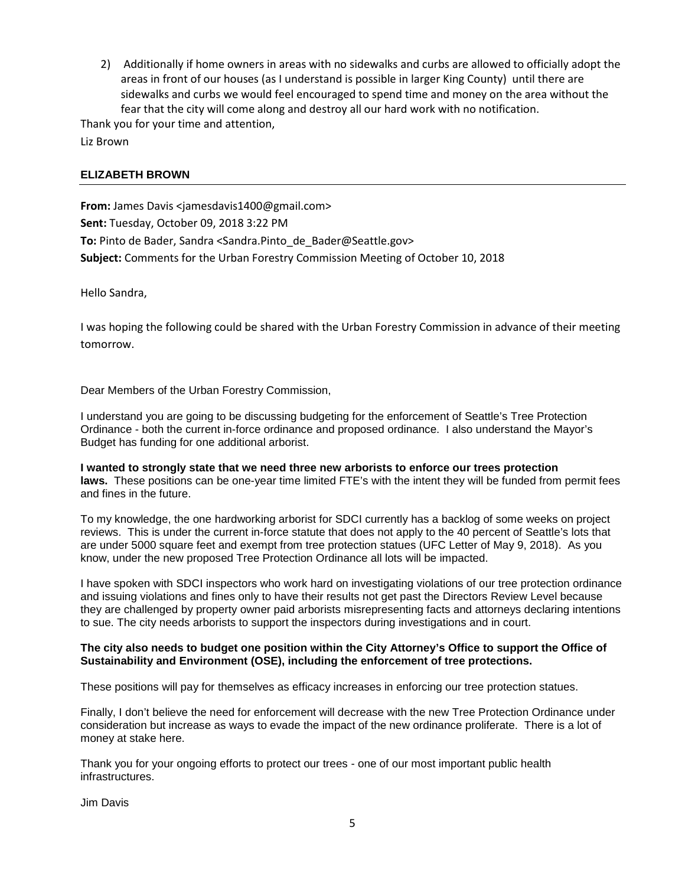2) Additionally if home owners in areas with no sidewalks and curbs are allowed to officially adopt the areas in front of our houses (as I understand is possible in larger King County) until there are sidewalks and curbs we would feel encouraged to spend time and money on the area without the fear that the city will come along and destroy all our hard work with no notification.

Thank you for your time and attention,

Liz Brown

## ELIZABETH BROWN

---

**From:** James Davis <jamesdavis1400@gmail.com>
**Sent:** Tuesday, October 09, 2018 3:22 PM
**To:** Pinto de Bader, Sandra <Sandra.Pinto_de_Bader@Seattle.gov>
**Subject:** Comments for the Urban Forestry Commission Meeting of October 10, 2018

Hello Sandra,

I was hoping the following could be shared with the Urban Forestry Commission in advance of their meeting tomorrow.

Dear Members of the Urban Forestry Commission,

I understand you are going to be discussing budgeting for the enforcement of Seattle's Tree Protection Ordinance - both the current in-force ordinance and proposed ordinance. I also understand the Mayor's Budget has funding for one additional arborist.

**I wanted to strongly state that we need three new arborists to enforce our trees protection laws.** These positions can be one-year time limited FTE's with the intent they will be funded from permit fees and fines in the future.

To my knowledge, the one hardworking arborist for SDCI currently has a backlog of some weeks on project reviews. This is under the current in-force statute that does not apply to the 40 percent of Seattle's lots that are under 5000 square feet and exempt from tree protection statues (UFC Letter of May 9, 2018). As you know, under the new proposed Tree Protection Ordinance all lots will be impacted.

I have spoken with SDCI inspectors who work hard on investigating violations of our tree protection ordinance and issuing violations and fines only to have their results not get past the Directors Review Level because they are challenged by property owner paid arborists misrepresenting facts and attorneys declaring intentions to sue. The city needs arborists to support the inspectors during investigations and in court.

**The city also needs to budget one position within the City Attorney's Office to support the Office of Sustainability and Environment (OSE), including the enforcement of tree protections.**

These positions will pay for themselves as efficacy increases in enforcing our tree protection statues.

Finally, I don't believe the need for enforcement will decrease with the new Tree Protection Ordinance under consideration but increase as ways to evade the impact of the new ordinance proliferate. There is a lot of money at stake here.

Thank you for your ongoing efforts to protect our trees - one of our most important public health infrastructures.

Jim Davis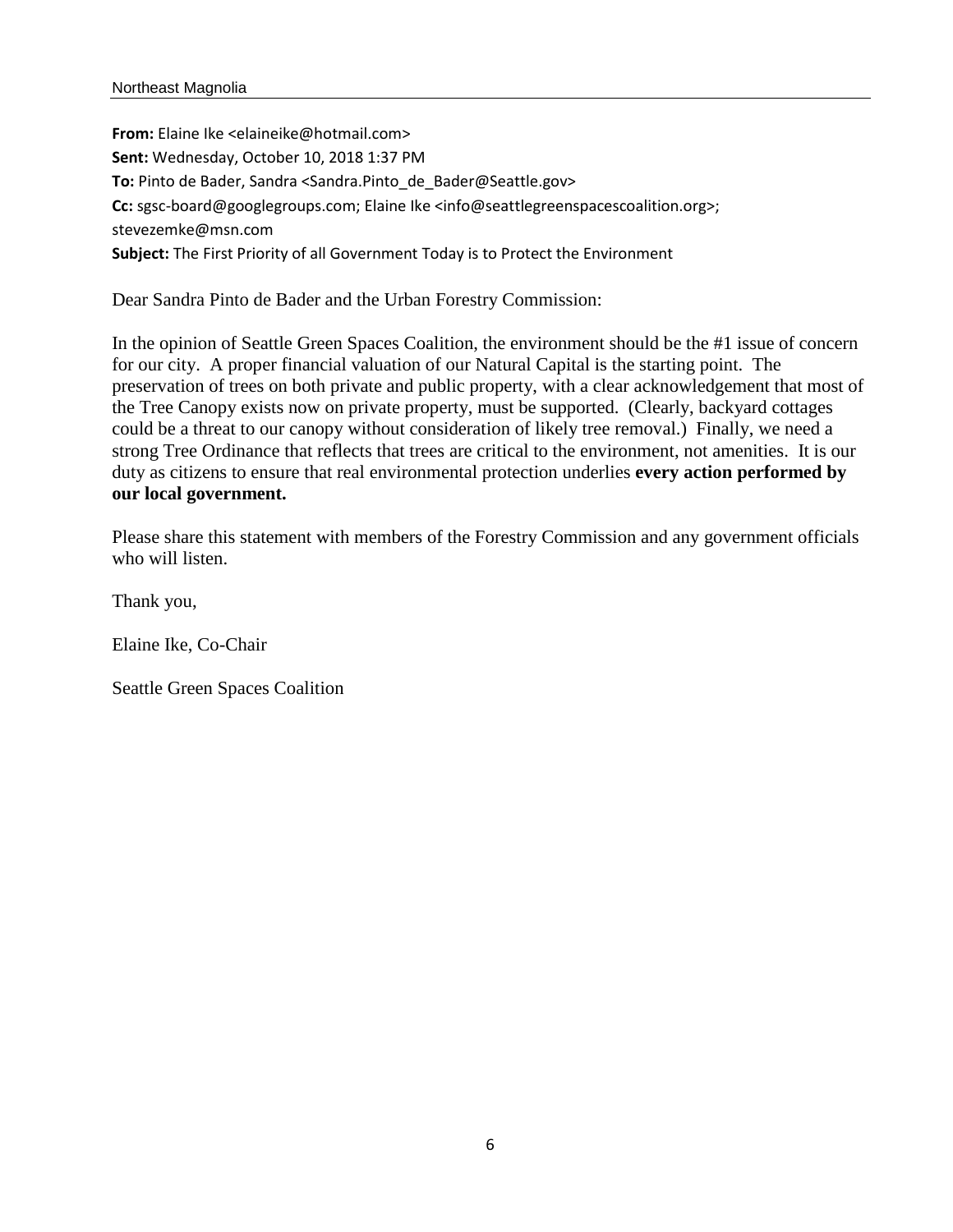**From:** Elaine Ike <elaineike@hotmail.com>
**Sent:** Wednesday, October 10, 2018 1:37 PM
**To:** Pinto de Bader, Sandra <Sandra.Pinto_de_Bader@Seattle.gov>
**Cc:** sgsc-board@googlegroups.com; Elaine Ike <info@seattlegreenspacescoalition.org>; stevezemke@msn.com
**Subject:** The First Priority of all Government Today is to Protect the Environment

Dear Sandra Pinto de Bader and the Urban Forestry Commission:

In the opinion of Seattle Green Spaces Coalition, the environment should be the #1 issue of concern for our city. A proper financial valuation of our Natural Capital is the starting point. The preservation of trees on both private and public property, with a clear acknowledgement that most of the Tree Canopy exists now on private property, must be supported. (Clearly, backyard cottages could be a threat to our canopy without consideration of likely tree removal.) Finally, we need a strong Tree Ordinance that reflects that trees are critical to the environment, not amenities. It is our duty as citizens to ensure that real environmental protection underlies **every action performed by our local government.**

Please share this statement with members of the Forestry Commission and any government officials who will listen.

Thank you,

Elaine Ike, Co-Chair

Seattle Green Spaces Coalition